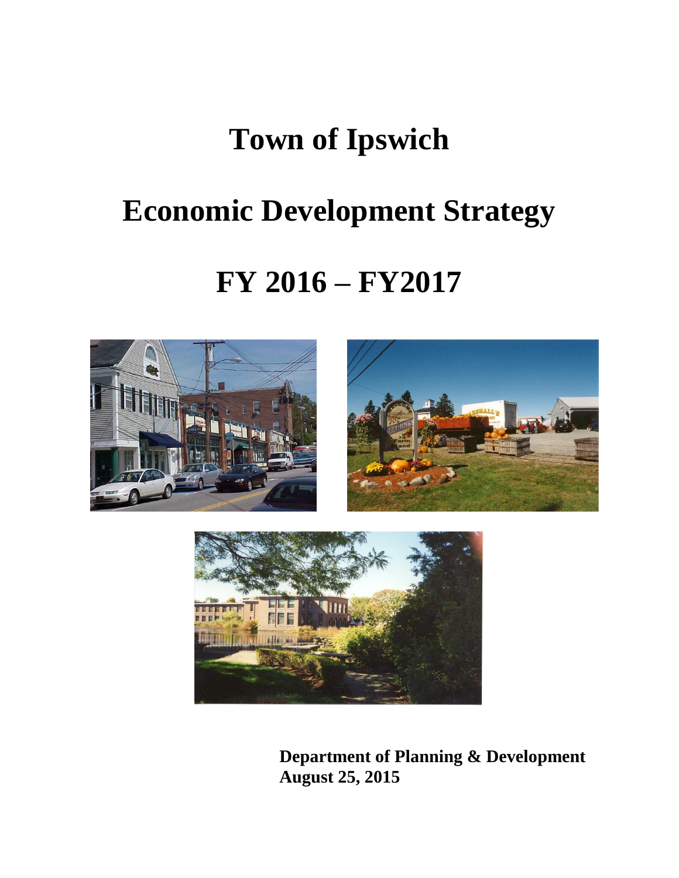# Town of Ipswich

# Economic Development Strategy

# FY 2016 – FY2017

**Department of Planning & Development**
**August 25, 2015**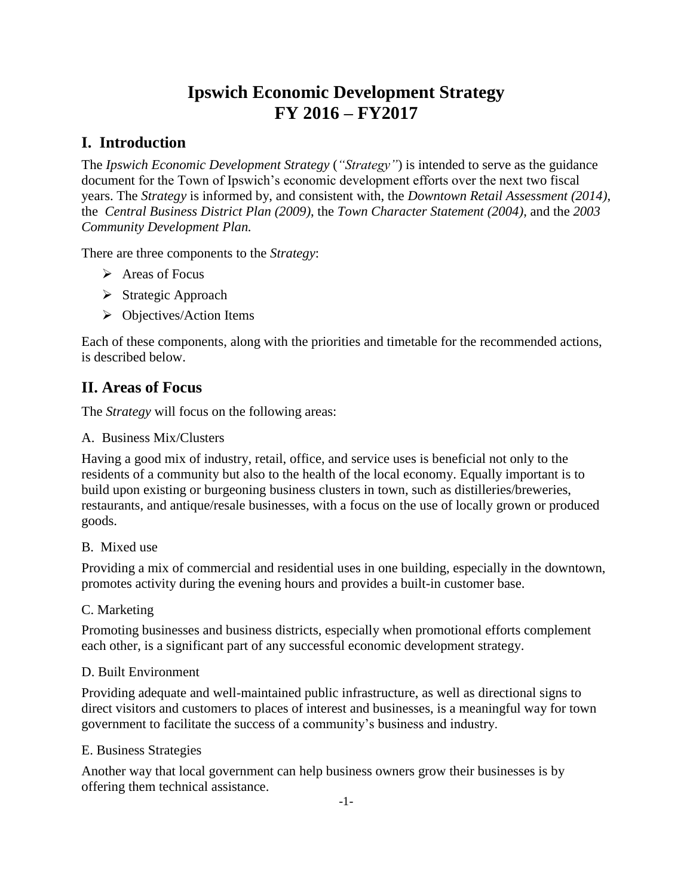# Ipswich Economic Development Strategy
# FY 2016 – FY2017

## I. Introduction

The *Ipswich Economic Development Strategy* (*"Strategy"*) is intended to serve as the guidance document for the Town of Ipswich's economic development efforts over the next two fiscal years. The *Strategy* is informed by, and consistent with, the *Downtown Retail Assessment (2014)*, the *Central Business District Plan (2009)*, the *Town Character Statement (2004)*, and the *2003 Community Development Plan.*

There are three components to the *Strategy*:

- Areas of Focus
- Strategic Approach
- Objectives/Action Items

Each of these components, along with the priorities and timetable for the recommended actions, is described below.

## II. Areas of Focus

The *Strategy* will focus on the following areas:

A. Business Mix/Clusters

Having a good mix of industry, retail, office, and service uses is beneficial not only to the residents of a community but also to the health of the local economy. Equally important is to build upon existing or burgeoning business clusters in town, such as distilleries/breweries, restaurants, and antique/resale businesses, with a focus on the use of locally grown or produced goods.

B. Mixed use

Providing a mix of commercial and residential uses in one building, especially in the downtown, promotes activity during the evening hours and provides a built-in customer base.

C. Marketing

Promoting businesses and business districts, especially when promotional efforts complement each other, is a significant part of any successful economic development strategy.

D. Built Environment

Providing adequate and well-maintained public infrastructure, as well as directional signs to direct visitors and customers to places of interest and businesses, is a meaningful way for town government to facilitate the success of a community's business and industry.

E. Business Strategies

Another way that local government can help business owners grow their businesses is by offering them technical assistance.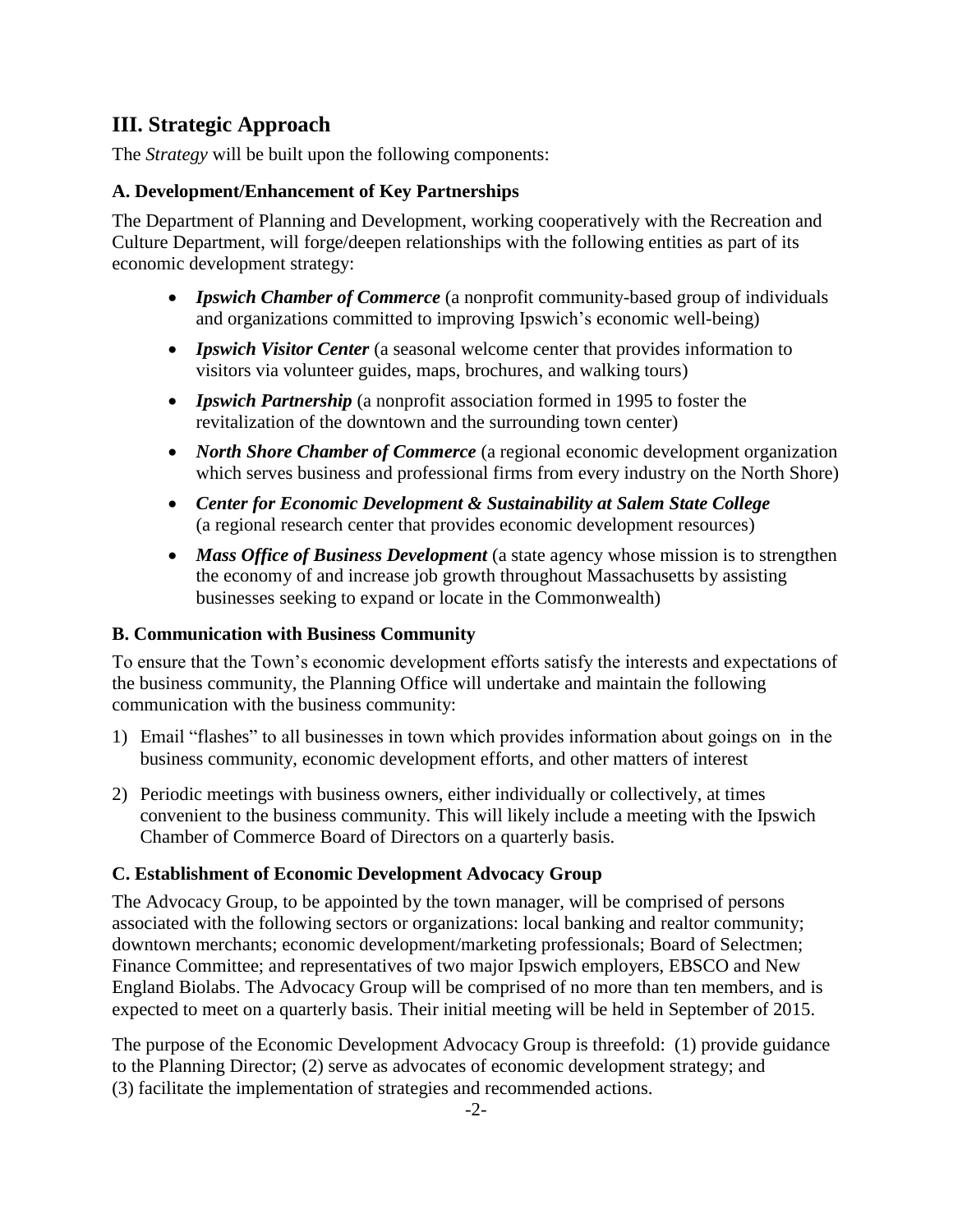## III. Strategic Approach

The *Strategy* will be built upon the following components:

### A. Development/Enhancement of Key Partnerships

The Department of Planning and Development, working cooperatively with the Recreation and Culture Department, will forge/deepen relationships with the following entities as part of its economic development strategy:

- ***Ipswich Chamber of Commerce*** (a nonprofit community-based group of individuals and organizations committed to improving Ipswich's economic well-being)
- ***Ipswich Visitor Center*** (a seasonal welcome center that provides information to visitors via volunteer guides, maps, brochures, and walking tours)
- ***Ipswich Partnership*** (a nonprofit association formed in 1995 to foster the revitalization of the downtown and the surrounding town center)
- ***North Shore Chamber of Commerce*** (a regional economic development organization which serves business and professional firms from every industry on the North Shore)
- ***Center for Economic Development & Sustainability at Salem State College*** (a regional research center that provides economic development resources)
- ***Mass Office of Business Development*** (a state agency whose mission is to strengthen the economy of and increase job growth throughout Massachusetts by assisting businesses seeking to expand or locate in the Commonwealth)

### B. Communication with Business Community

To ensure that the Town's economic development efforts satisfy the interests and expectations of the business community, the Planning Office will undertake and maintain the following communication with the business community:

1) Email "flashes" to all businesses in town which provides information about goings on in the business community, economic development efforts, and other matters of interest
2) Periodic meetings with business owners, either individually or collectively, at times convenient to the business community. This will likely include a meeting with the Ipswich Chamber of Commerce Board of Directors on a quarterly basis.

### C. Establishment of Economic Development Advocacy Group

The Advocacy Group, to be appointed by the town manager, will be comprised of persons associated with the following sectors or organizations: local banking and realtor community; downtown merchants; economic development/marketing professionals; Board of Selectmen; Finance Committee; and representatives of two major Ipswich employers, EBSCO and New England Biolabs. The Advocacy Group will be comprised of no more than ten members, and is expected to meet on a quarterly basis. Their initial meeting will be held in September of 2015.

The purpose of the Economic Development Advocacy Group is threefold: (1) provide guidance to the Planning Director; (2) serve as advocates of economic development strategy; and (3) facilitate the implementation of strategies and recommended actions.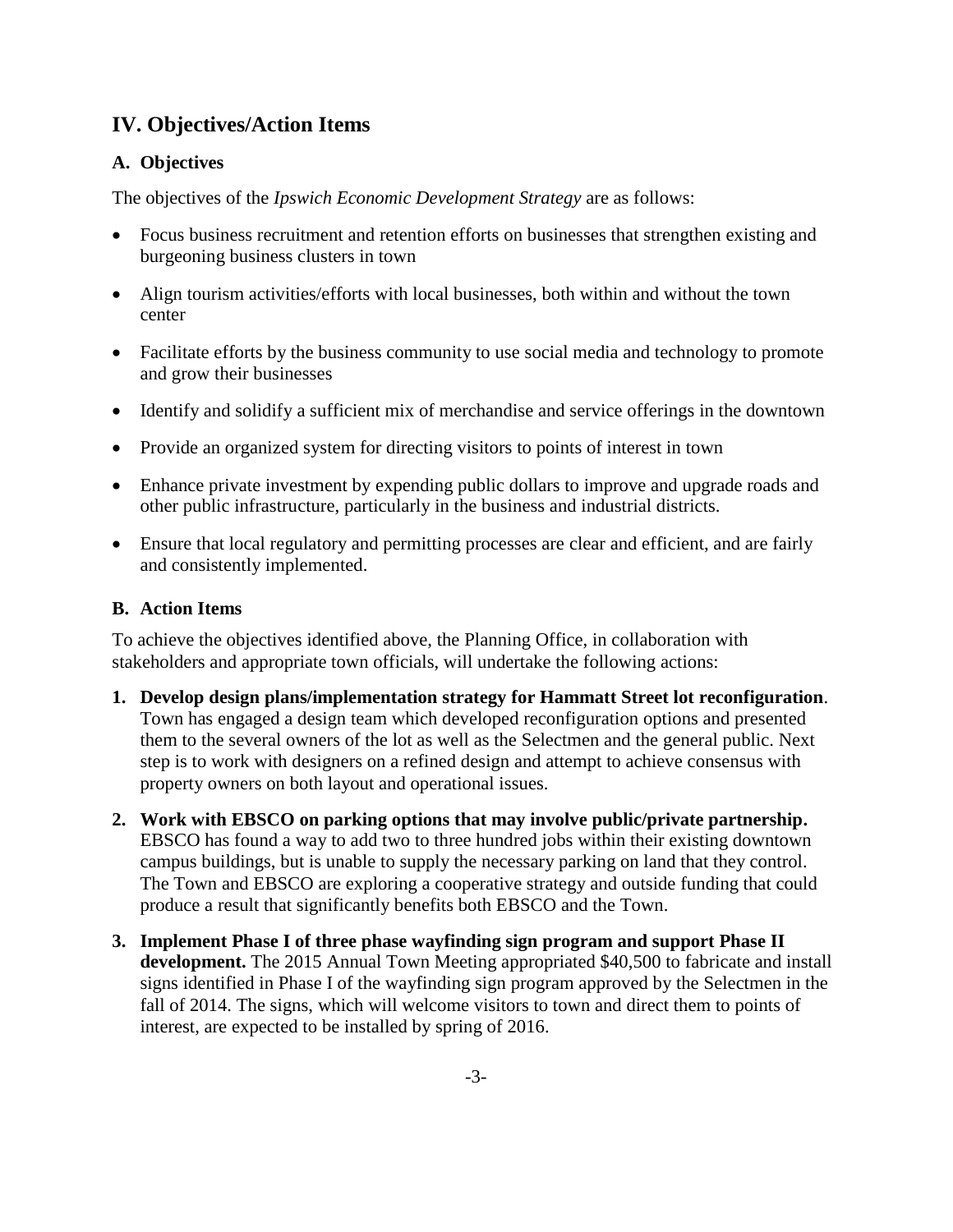## IV. Objectives/Action Items

### A. Objectives

The objectives of the *Ipswich Economic Development Strategy* are as follows:

- Focus business recruitment and retention efforts on businesses that strengthen existing and burgeoning business clusters in town
- Align tourism activities/efforts with local businesses, both within and without the town center
- Facilitate efforts by the business community to use social media and technology to promote and grow their businesses
- Identify and solidify a sufficient mix of merchandise and service offerings in the downtown
- Provide an organized system for directing visitors to points of interest in town
- Enhance private investment by expending public dollars to improve and upgrade roads and other public infrastructure, particularly in the business and industrial districts.
- Ensure that local regulatory and permitting processes are clear and efficient, and are fairly and consistently implemented.

### B. Action Items

To achieve the objectives identified above, the Planning Office, in collaboration with stakeholders and appropriate town officials, will undertake the following actions:

1. **Develop design plans/implementation strategy for Hammatt Street lot reconfiguration**. Town has engaged a design team which developed reconfiguration options and presented them to the several owners of the lot as well as the Selectmen and the general public. Next step is to work with designers on a refined design and attempt to achieve consensus with property owners on both layout and operational issues.
2. **Work with EBSCO on parking options that may involve public/private partnership.** EBSCO has found a way to add two to three hundred jobs within their existing downtown campus buildings, but is unable to supply the necessary parking on land that they control. The Town and EBSCO are exploring a cooperative strategy and outside funding that could produce a result that significantly benefits both EBSCO and the Town.
3. **Implement Phase I of three phase wayfinding sign program and support Phase II development.** The 2015 Annual Town Meeting appropriated $40,500 to fabricate and install signs identified in Phase I of the wayfinding sign program approved by the Selectmen in the fall of 2014. The signs, which will welcome visitors to town and direct them to points of interest, are expected to be installed by spring of 2016.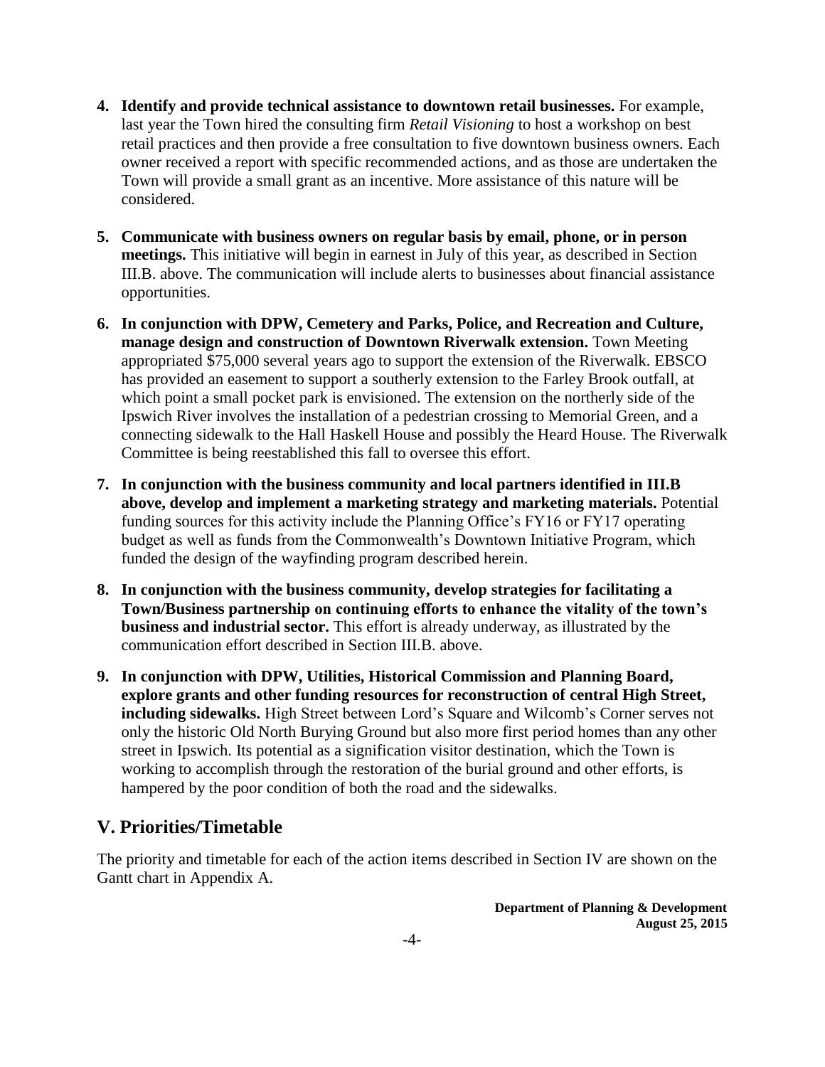4. **Identify and provide technical assistance to downtown retail businesses.** For example, last year the Town hired the consulting firm *Retail Visioning* to host a workshop on best retail practices and then provide a free consultation to five downtown business owners. Each owner received a report with specific recommended actions, and as those are undertaken the Town will provide a small grant as an incentive. More assistance of this nature will be considered.

5. **Communicate with business owners on regular basis by email, phone, or in person meetings.** This initiative will begin in earnest in July of this year, as described in Section III.B. above. The communication will include alerts to businesses about financial assistance opportunities.

6. **In conjunction with DPW, Cemetery and Parks, Police, and Recreation and Culture, manage design and construction of Downtown Riverwalk extension.** Town Meeting appropriated $75,000 several years ago to support the extension of the Riverwalk. EBSCO has provided an easement to support a southerly extension to the Farley Brook outfall, at which point a small pocket park is envisioned. The extension on the northerly side of the Ipswich River involves the installation of a pedestrian crossing to Memorial Green, and a connecting sidewalk to the Hall Haskell House and possibly the Heard House. The Riverwalk Committee is being reestablished this fall to oversee this effort.

7. **In conjunction with the business community and local partners identified in III.B above, develop and implement a marketing strategy and marketing materials.** Potential funding sources for this activity include the Planning Office's FY16 or FY17 operating budget as well as funds from the Commonwealth's Downtown Initiative Program, which funded the design of the wayfinding program described herein.

8. **In conjunction with the business community, develop strategies for facilitating a Town/Business partnership on continuing efforts to enhance the vitality of the town's business and industrial sector.** This effort is already underway, as illustrated by the communication effort described in Section III.B. above.

9. **In conjunction with DPW, Utilities, Historical Commission and Planning Board, explore grants and other funding resources for reconstruction of central High Street, including sidewalks.** High Street between Lord's Square and Wilcomb's Corner serves not only the historic Old North Burying Ground but also more first period homes than any other street in Ipswich. Its potential as a signification visitor destination, which the Town is working to accomplish through the restoration of the burial ground and other efforts, is hampered by the poor condition of both the road and the sidewalks.

## V. Priorities/Timetable

The priority and timetable for each of the action items described in Section IV are shown on the Gantt chart in Appendix A.

**Department of Planning & Development**
**August 25, 2015**